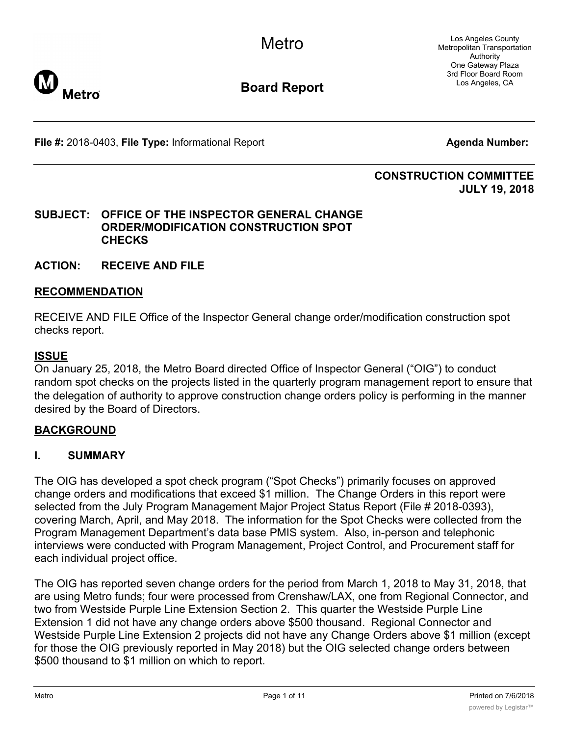Metro

Los Angeles County Metropolitan Transportation Authority
One Gateway Plaza
3rd Floor Board Room
Los Angeles, CA

**Board Report**

**File #:** 2018-0403, **File Type:** Informational Report **Agenda Number:**

**CONSTRUCTION COMMITTEE**
**JULY 19, 2018**

**SUBJECT: OFFICE OF THE INSPECTOR GENERAL CHANGE ORDER/MODIFICATION CONSTRUCTION SPOT CHECKS**

**ACTION: RECEIVE AND FILE**

## RECOMMENDATION

RECEIVE AND FILE Office of the Inspector General change order/modification construction spot checks report.

## ISSUE

On January 25, 2018, the Metro Board directed Office of Inspector General ("OIG") to conduct random spot checks on the projects listed in the quarterly program management report to ensure that the delegation of authority to approve construction change orders policy is performing in the manner desired by the Board of Directors.

## BACKGROUND

### I. SUMMARY

The OIG has developed a spot check program ("Spot Checks") primarily focuses on approved change orders and modifications that exceed $1 million. The Change Orders in this report were selected from the July Program Management Major Project Status Report (File # 2018-0393), covering March, April, and May 2018. The information for the Spot Checks were collected from the Program Management Department's data base PMIS system. Also, in-person and telephonic interviews were conducted with Program Management, Project Control, and Procurement staff for each individual project office.

The OIG has reported seven change orders for the period from March 1, 2018 to May 31, 2018, that are using Metro funds; four were processed from Crenshaw/LAX, one from Regional Connector, and two from Westside Purple Line Extension Section 2. This quarter the Westside Purple Line Extension 1 did not have any change orders above $500 thousand. Regional Connector and Westside Purple Line Extension 2 projects did not have any Change Orders above $1 million (except for those the OIG previously reported in May 2018) but the OIG selected change orders between $500 thousand to $1 million on which to report.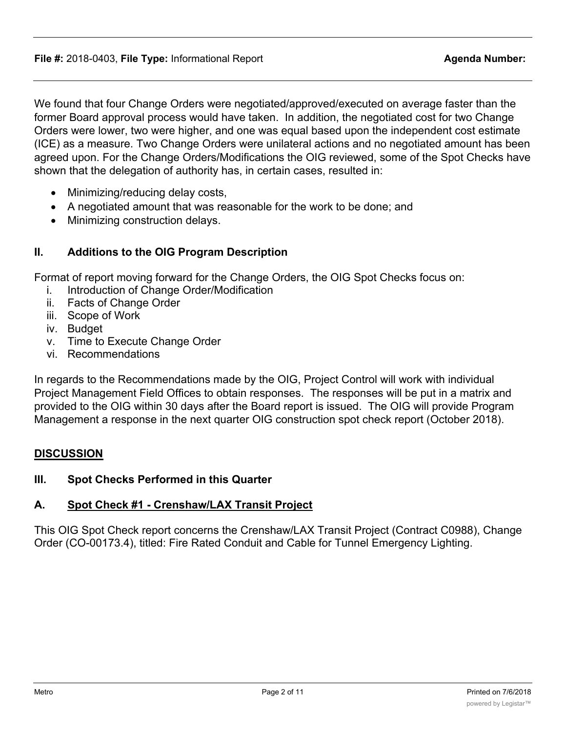We found that four Change Orders were negotiated/approved/executed on average faster than the former Board approval process would have taken. In addition, the negotiated cost for two Change Orders were lower, two were higher, and one was equal based upon the independent cost estimate (ICE) as a measure. Two Change Orders were unilateral actions and no negotiated amount has been agreed upon. For the Change Orders/Modifications the OIG reviewed, some of the Spot Checks have shown that the delegation of authority has, in certain cases, resulted in:

- Minimizing/reducing delay costs,
- A negotiated amount that was reasonable for the work to be done; and
- Minimizing construction delays.

## II. Additions to the OIG Program Description

Format of report moving forward for the Change Orders, the OIG Spot Checks focus on:

i. Introduction of Change Order/Modification
ii. Facts of Change Order
iii. Scope of Work
iv. Budget
v. Time to Execute Change Order
vi. Recommendations

In regards to the Recommendations made by the OIG, Project Control will work with individual Project Management Field Offices to obtain responses. The responses will be put in a matrix and provided to the OIG within 30 days after the Board report is issued. The OIG will provide Program Management a response in the next quarter OIG construction spot check report (October 2018).

## DISCUSSION

## III. Spot Checks Performed in this Quarter

### A. Spot Check #1 - Crenshaw/LAX Transit Project

This OIG Spot Check report concerns the Crenshaw/LAX Transit Project (Contract C0988), Change Order (CO-00173.4), titled: Fire Rated Conduit and Cable for Tunnel Emergency Lighting.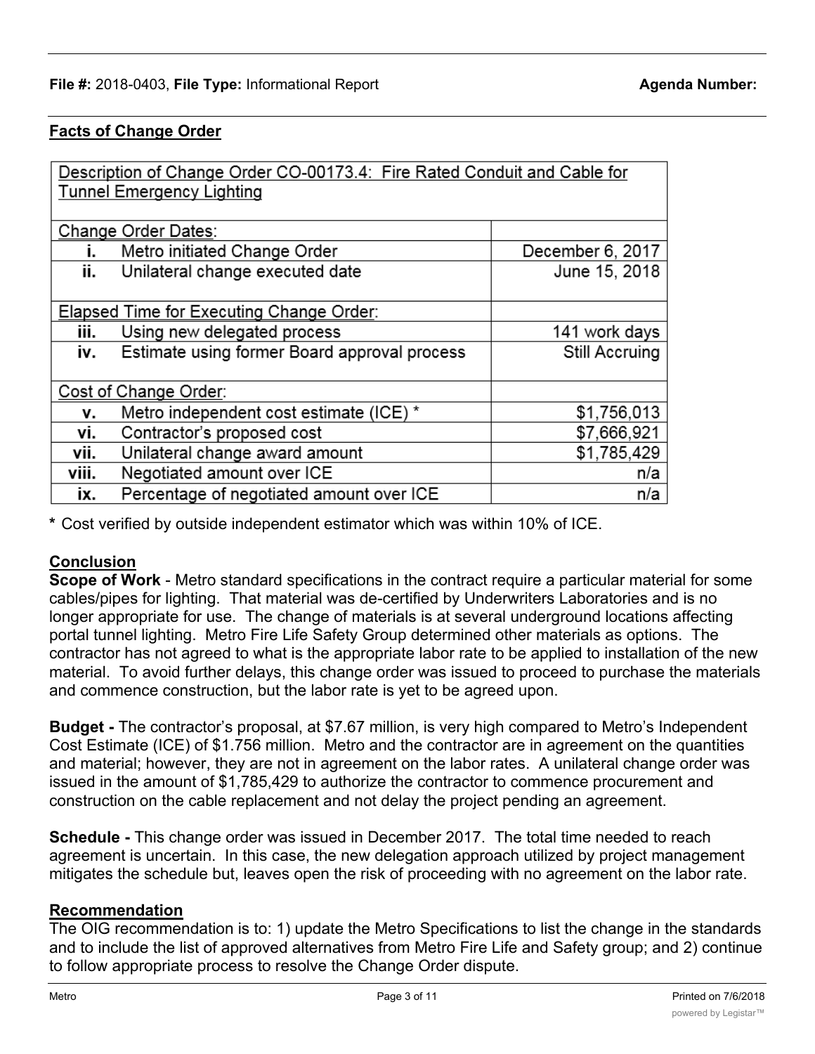**File #:** 2018-0403, **File Type:** Informational Report **Agenda Number:**

## Facts of Change Order

| Description of Change Order CO-00173.4: Fire Rated Conduit and Cable for Tunnel Emergency Lighting | | |
|---|---|---|
| Change Order Dates: | | |
| i. | Metro initiated Change Order | December 6, 2017 |
| ii. | Unilateral change executed date | June 15, 2018 |
| Elapsed Time for Executing Change Order: | | |
| iii. | Using new delegated process | 141 work days |
| iv. | Estimate using former Board approval process | Still Accruing |
| Cost of Change Order: | | |
| v. | Metro independent cost estimate (ICE) * | $1,756,013 |
| vi. | Contractor's proposed cost | $7,666,921 |
| vii. | Unilateral change award amount | $1,785,429 |
| viii. | Negotiated amount over ICE | n/a |
| ix. | Percentage of negotiated amount over ICE | n/a |

**\*** Cost verified by outside independent estimator which was within 10% of ICE.

## Conclusion

**Scope of Work** - Metro standard specifications in the contract require a particular material for some cables/pipes for lighting. That material was de-certified by Underwriters Laboratories and is no longer appropriate for use. The change of materials is at several underground locations affecting portal tunnel lighting. Metro Fire Life Safety Group determined other materials as options. The contractor has not agreed to what is the appropriate labor rate to be applied to installation of the new material. To avoid further delays, this change order was issued to proceed to purchase the materials and commence construction, but the labor rate is yet to be agreed upon.

**Budget -** The contractor's proposal, at $7.67 million, is very high compared to Metro's Independent Cost Estimate (ICE) of $1.756 million. Metro and the contractor are in agreement on the quantities and material; however, they are not in agreement on the labor rates. A unilateral change order was issued in the amount of $1,785,429 to authorize the contractor to commence procurement and construction on the cable replacement and not delay the project pending an agreement.

**Schedule -** This change order was issued in December 2017. The total time needed to reach agreement is uncertain. In this case, the new delegation approach utilized by project management mitigates the schedule but, leaves open the risk of proceeding with no agreement on the labor rate.

## Recommendation

The OIG recommendation is to: 1) update the Metro Specifications to list the change in the standards and to include the list of approved alternatives from Metro Fire Life and Safety group; and 2) continue to follow appropriate process to resolve the Change Order dispute.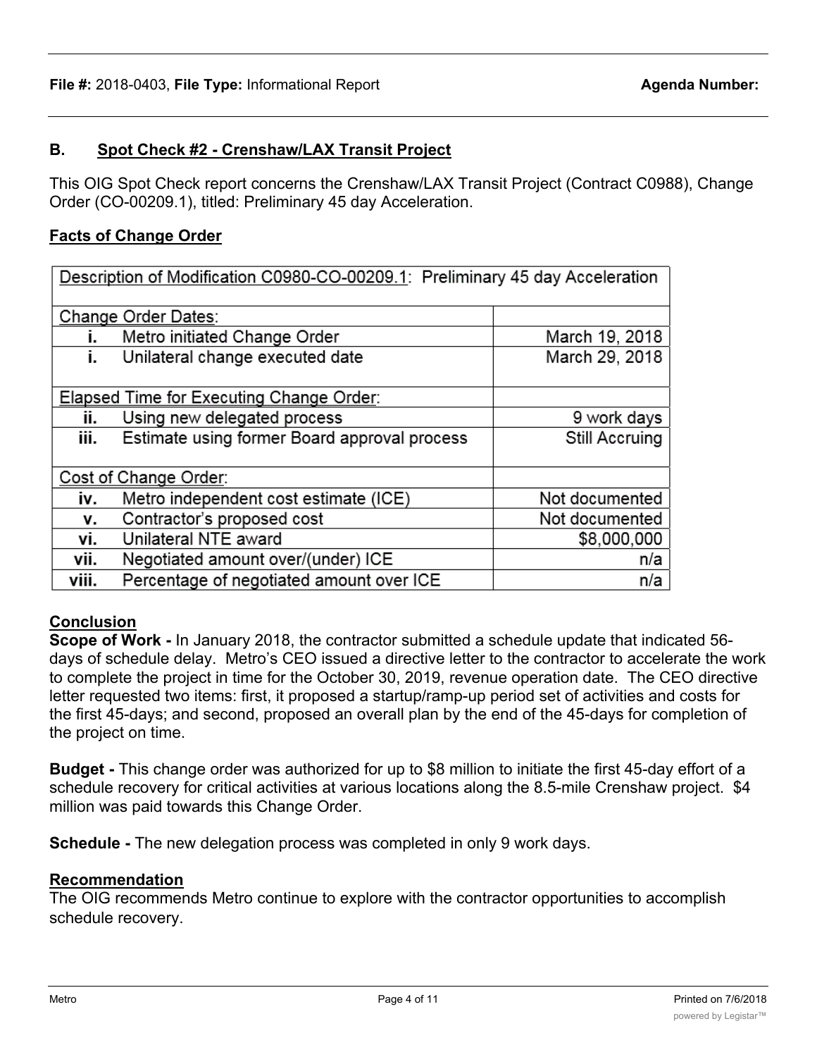**File #:** 2018-0403, **File Type:** Informational Report **Agenda Number:**

## B. Spot Check #2 - Crenshaw/LAX Transit Project

This OIG Spot Check report concerns the Crenshaw/LAX Transit Project (Contract C0988), Change Order (CO-00209.1), titled: Preliminary 45 day Acceleration.

### Facts of Change Order

| Description of Modification C0980-CO-00209.1: Preliminary 45 day Acceleration | | |
|---|---|---|
| Change Order Dates: | | |
| i. | Metro initiated Change Order | March 19, 2018 |
| i. | Unilateral change executed date | March 29, 2018 |
| Elapsed Time for Executing Change Order: | | |
| ii. | Using new delegated process | 9 work days |
| iii. | Estimate using former Board approval process | Still Accruing |
| Cost of Change Order: | | |
| iv. | Metro independent cost estimate (ICE) | Not documented |
| v. | Contractor's proposed cost | Not documented |
| vi. | Unilateral NTE award | $8,000,000 |
| vii. | Negotiated amount over/(under) ICE | n/a |
| viii. | Percentage of negotiated amount over ICE | n/a |

### Conclusion

**Scope of Work -** In January 2018, the contractor submitted a schedule update that indicated 56-days of schedule delay. Metro's CEO issued a directive letter to the contractor to accelerate the work to complete the project in time for the October 30, 2019, revenue operation date. The CEO directive letter requested two items: first, it proposed a startup/ramp-up period set of activities and costs for the first 45-days; and second, proposed an overall plan by the end of the 45-days for completion of the project on time.

**Budget -** This change order was authorized for up to $8 million to initiate the first 45-day effort of a schedule recovery for critical activities at various locations along the 8.5-mile Crenshaw project. $4 million was paid towards this Change Order.

**Schedule -** The new delegation process was completed in only 9 work days.

### Recommendation

The OIG recommends Metro continue to explore with the contractor opportunities to accomplish schedule recovery.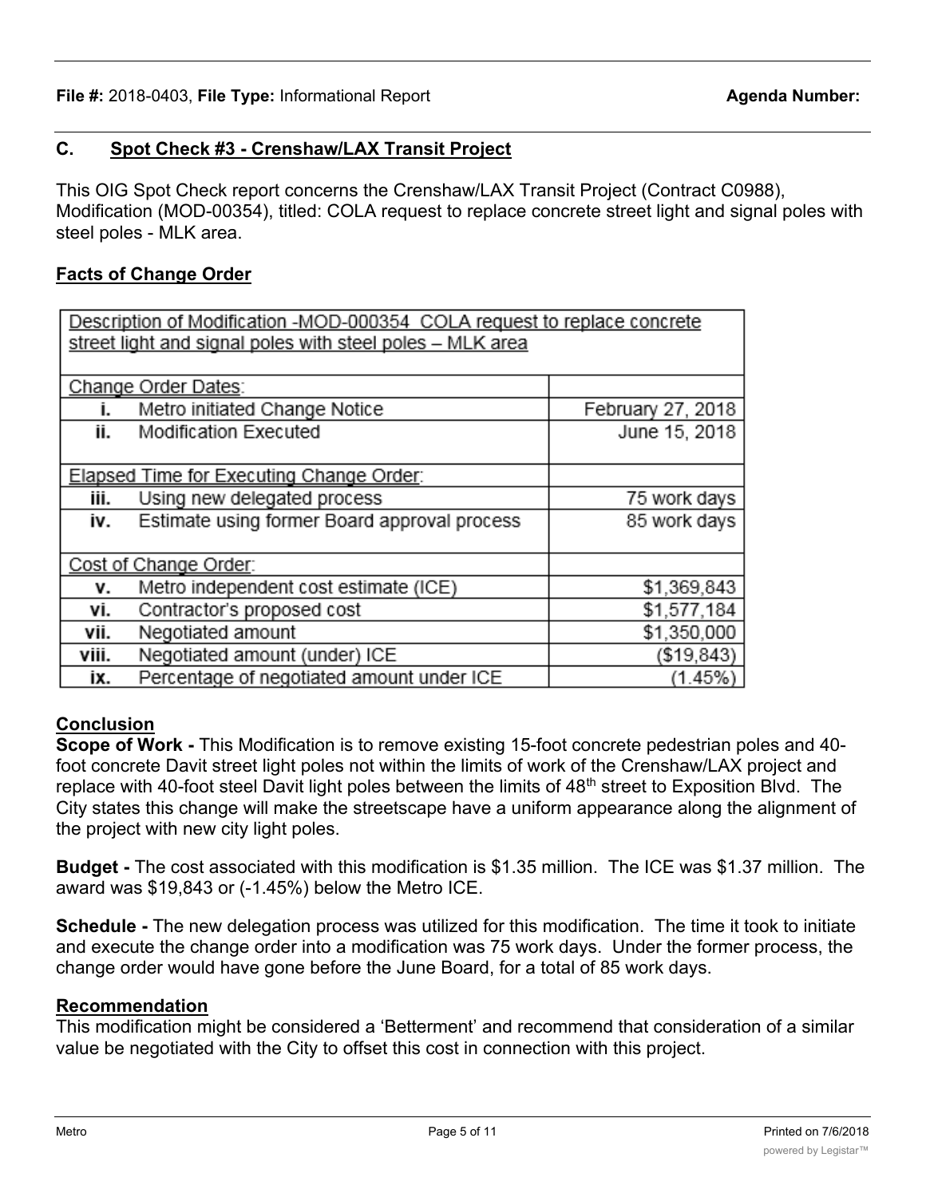**File #:** 2018-0403, **File Type:** Informational Report **Agenda Number:**

## C. Spot Check #3 - Crenshaw/LAX Transit Project

This OIG Spot Check report concerns the Crenshaw/LAX Transit Project (Contract C0988), Modification (MOD-00354), titled: COLA request to replace concrete street light and signal poles with steel poles - MLK area.

### Facts of Change Order

| Description of Modification -MOD-000354 COLA request to replace concrete street light and signal poles with steel poles – MLK area | |
|---|---|
| Change Order Dates: | |
| i. Metro initiated Change Notice | February 27, 2018 |
| ii. Modification Executed | June 15, 2018 |
| Elapsed Time for Executing Change Order: | |
| iii. Using new delegated process | 75 work days |
| iv. Estimate using former Board approval process | 85 work days |
| Cost of Change Order: | |
| v. Metro independent cost estimate (ICE) | $1,369,843 |
| vi. Contractor's proposed cost | $1,577,184 |
| vii. Negotiated amount | $1,350,000 |
| viii. Negotiated amount (under) ICE | ($19,843) |
| ix. Percentage of negotiated amount under ICE | (1.45%) |

### Conclusion

**Scope of Work -** This Modification is to remove existing 15-foot concrete pedestrian poles and 40-foot concrete Davit street light poles not within the limits of work of the Crenshaw/LAX project and replace with 40-foot steel Davit light poles between the limits of 48th street to Exposition Blvd. The City states this change will make the streetscape have a uniform appearance along the alignment of the project with new city light poles.

**Budget -** The cost associated with this modification is $1.35 million. The ICE was $1.37 million. The award was $19,843 or (-1.45%) below the Metro ICE.

**Schedule -** The new delegation process was utilized for this modification. The time it took to initiate and execute the change order into a modification was 75 work days. Under the former process, the change order would have gone before the June Board, for a total of 85 work days.

### Recommendation

This modification might be considered a 'Betterment' and recommend that consideration of a similar value be negotiated with the City to offset this cost in connection with this project.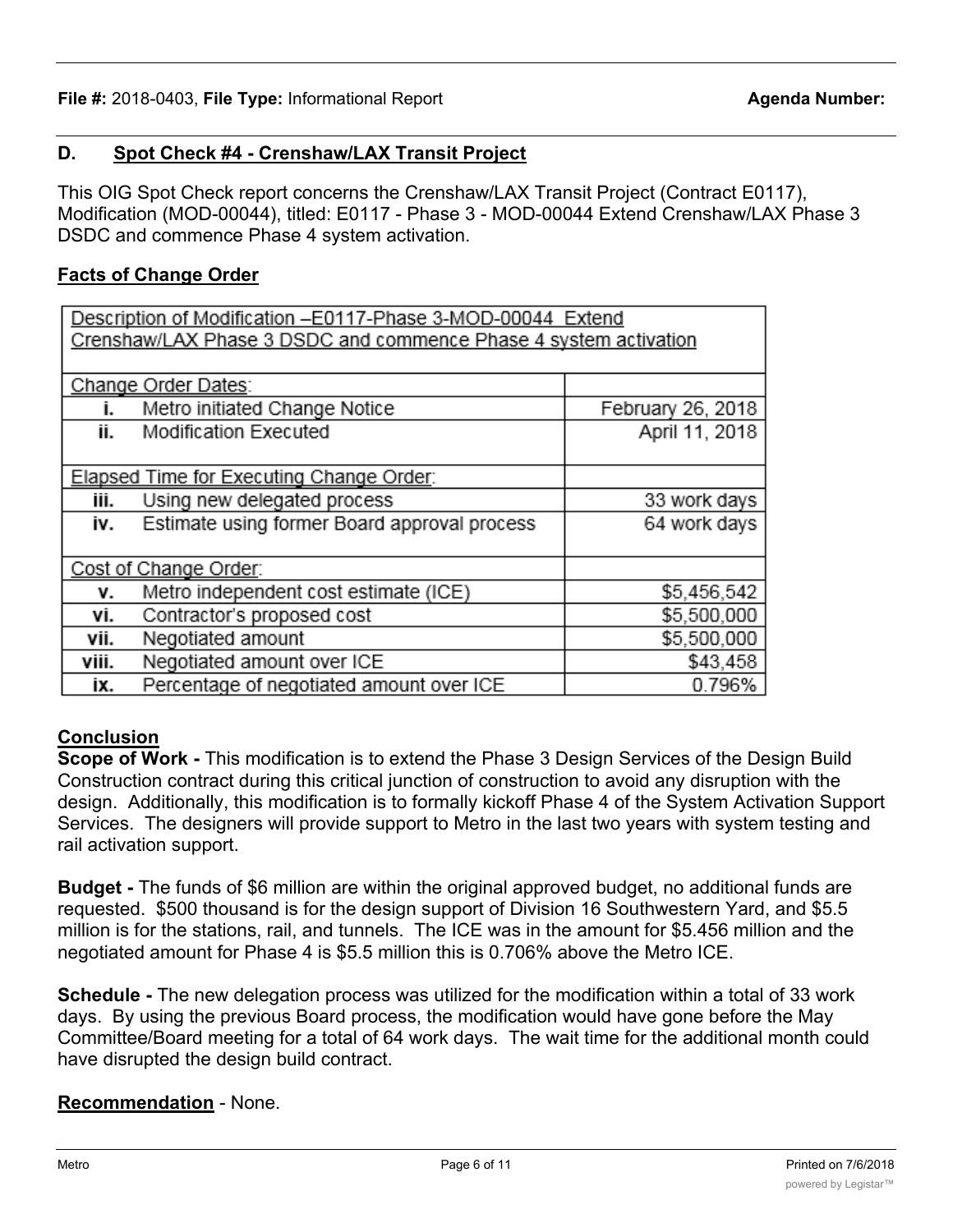**File #:** 2018-0403, **File Type:** Informational Report **Agenda Number:**

## D. Spot Check #4 - Crenshaw/LAX Transit Project

This OIG Spot Check report concerns the Crenshaw/LAX Transit Project (Contract E0117), Modification (MOD-00044), titled: E0117 - Phase 3 - MOD-00044 Extend Crenshaw/LAX Phase 3 DSDC and commence Phase 4 system activation.

### Facts of Change Order

| Description of Modification –E0117-Phase 3-MOD-00044 Extend Crenshaw/LAX Phase 3 DSDC and commence Phase 4 system activation | | |
|---|---|---|
| Change Order Dates: | | |
| i. | Metro initiated Change Notice | February 26, 2018 |
| ii. | Modification Executed | April 11, 2018 |
| Elapsed Time for Executing Change Order: | | |
| iii. | Using new delegated process | 33 work days |
| iv. | Estimate using former Board approval process | 64 work days |
| Cost of Change Order: | | |
| v. | Metro independent cost estimate (ICE) | $5,456,542 |
| vi. | Contractor's proposed cost | $5,500,000 |
| vii. | Negotiated amount | $5,500,000 |
| viii. | Negotiated amount over ICE | $43,458 |
| ix. | Percentage of negotiated amount over ICE | 0.796% |

### Conclusion

**Scope of Work -** This modification is to extend the Phase 3 Design Services of the Design Build Construction contract during this critical junction of construction to avoid any disruption with the design. Additionally, this modification is to formally kickoff Phase 4 of the System Activation Support Services. The designers will provide support to Metro in the last two years with system testing and rail activation support.

**Budget -** The funds of $6 million are within the original approved budget, no additional funds are requested. $500 thousand is for the design support of Division 16 Southwestern Yard, and $5.5 million is for the stations, rail, and tunnels. The ICE was in the amount for $5.456 million and the negotiated amount for Phase 4 is $5.5 million this is 0.706% above the Metro ICE.

**Schedule -** The new delegation process was utilized for the modification within a total of 33 work days. By using the previous Board process, the modification would have gone before the May Committee/Board meeting for a total of 64 work days. The wait time for the additional month could have disrupted the design build contract.

**Recommendation** - None.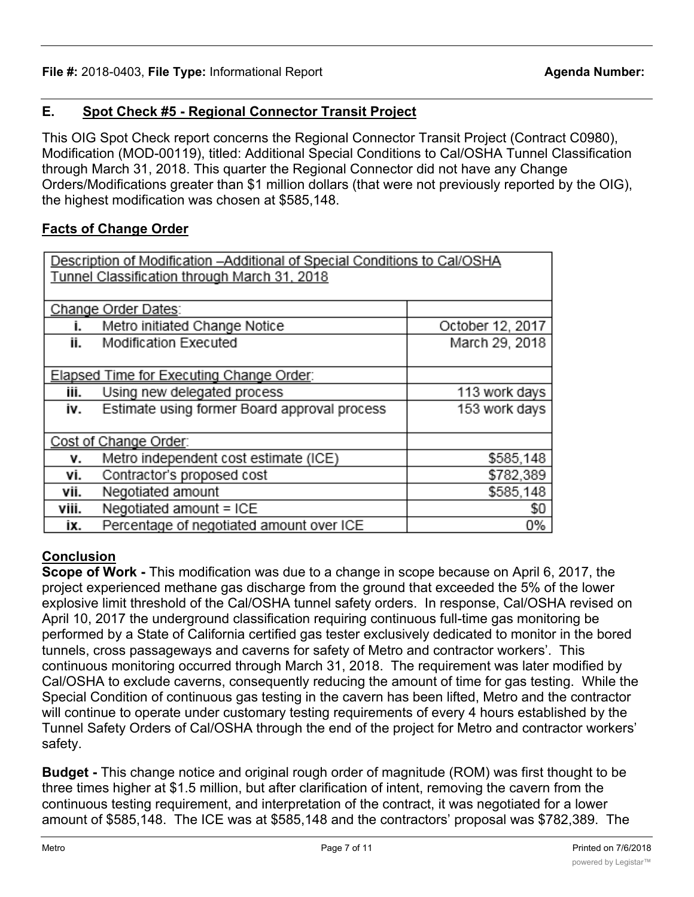**File #:** 2018-0403, **File Type:** Informational Report **Agenda Number:**

## E. Spot Check #5 - Regional Connector Transit Project

This OIG Spot Check report concerns the Regional Connector Transit Project (Contract C0980), Modification (MOD-00119), titled: Additional Special Conditions to Cal/OSHA Tunnel Classification through March 31, 2018. This quarter the Regional Connector did not have any Change Orders/Modifications greater than $1 million dollars (that were not previously reported by the OIG), the highest modification was chosen at $585,148.

### Facts of Change Order

| Description of Modification –Additional of Special Conditions to Cal/OSHA Tunnel Classification through March 31, 2018 | |
|---|---|
| Change Order Dates: | |
| i. Metro initiated Change Notice | October 12, 2017 |
| ii. Modification Executed | March 29, 2018 |
| Elapsed Time for Executing Change Order: | |
| iii. Using new delegated process | 113 work days |
| iv. Estimate using former Board approval process | 153 work days |
| Cost of Change Order: | |
| v. Metro independent cost estimate (ICE) | $585,148 |
| vi. Contractor's proposed cost | $782,389 |
| vii. Negotiated amount | $585,148 |
| viii. Negotiated amount = ICE | $0 |
| ix. Percentage of negotiated amount over ICE | 0% |

### Conclusion

**Scope of Work -** This modification was due to a change in scope because on April 6, 2017, the project experienced methane gas discharge from the ground that exceeded the 5% of the lower explosive limit threshold of the Cal/OSHA tunnel safety orders. In response, Cal/OSHA revised on April 10, 2017 the underground classification requiring continuous full-time gas monitoring be performed by a State of California certified gas tester exclusively dedicated to monitor in the bored tunnels, cross passageways and caverns for safety of Metro and contractor workers'. This continuous monitoring occurred through March 31, 2018. The requirement was later modified by Cal/OSHA to exclude caverns, consequently reducing the amount of time for gas testing. While the Special Condition of continuous gas testing in the cavern has been lifted, Metro and the contractor will continue to operate under customary testing requirements of every 4 hours established by the Tunnel Safety Orders of Cal/OSHA through the end of the project for Metro and contractor workers' safety.

**Budget -** This change notice and original rough order of magnitude (ROM) was first thought to be three times higher at $1.5 million, but after clarification of intent, removing the cavern from the continuous testing requirement, and interpretation of the contract, it was negotiated for a lower amount of $585,148. The ICE was at $585,148 and the contractors' proposal was $782,389. The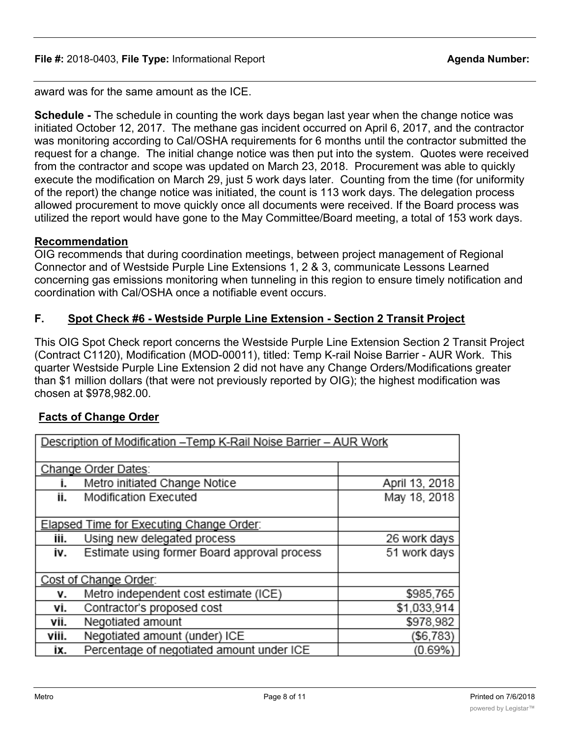award was for the same amount as the ICE.

**Schedule -** The schedule in counting the work days began last year when the change notice was initiated October 12, 2017. The methane gas incident occurred on April 6, 2017, and the contractor was monitoring according to Cal/OSHA requirements for 6 months until the contractor submitted the request for a change. The initial change notice was then put into the system. Quotes were received from the contractor and scope was updated on March 23, 2018. Procurement was able to quickly execute the modification on March 29, just 5 work days later. Counting from the time (for uniformity of the report) the change notice was initiated, the count is 113 work days. The delegation process allowed procurement to move quickly once all documents were received. If the Board process was utilized the report would have gone to the May Committee/Board meeting, a total of 153 work days.

**Recommendation**

OIG recommends that during coordination meetings, between project management of Regional Connector and of Westside Purple Line Extensions 1, 2 & 3, communicate Lessons Learned concerning gas emissions monitoring when tunneling in this region to ensure timely notification and coordination with Cal/OSHA once a notifiable event occurs.

## F. Spot Check #6 - Westside Purple Line Extension - Section 2 Transit Project

This OIG Spot Check report concerns the Westside Purple Line Extension Section 2 Transit Project (Contract C1120), Modification (MOD-00011), titled: Temp K-rail Noise Barrier - AUR Work. This quarter Westside Purple Line Extension 2 did not have any Change Orders/Modifications greater than $1 million dollars (that were not previously reported by OIG); the highest modification was chosen at $978,982.00.

**Facts of Change Order**

| Description of Modification –Temp K-Rail Noise Barrier – AUR Work | |
|---|---|
| Change Order Dates: | |
| i. Metro initiated Change Notice | April 13, 2018 |
| ii. Modification Executed | May 18, 2018 |
| Elapsed Time for Executing Change Order: | |
| iii. Using new delegated process | 26 work days |
| iv. Estimate using former Board approval process | 51 work days |
| Cost of Change Order: | |
| v. Metro independent cost estimate (ICE) | $985,765 |
| vi. Contractor's proposed cost | $1,033,914 |
| vii. Negotiated amount | $978,982 |
| viii. Negotiated amount (under) ICE | ($6,783) |
| ix. Percentage of negotiated amount under ICE | (0.69%) |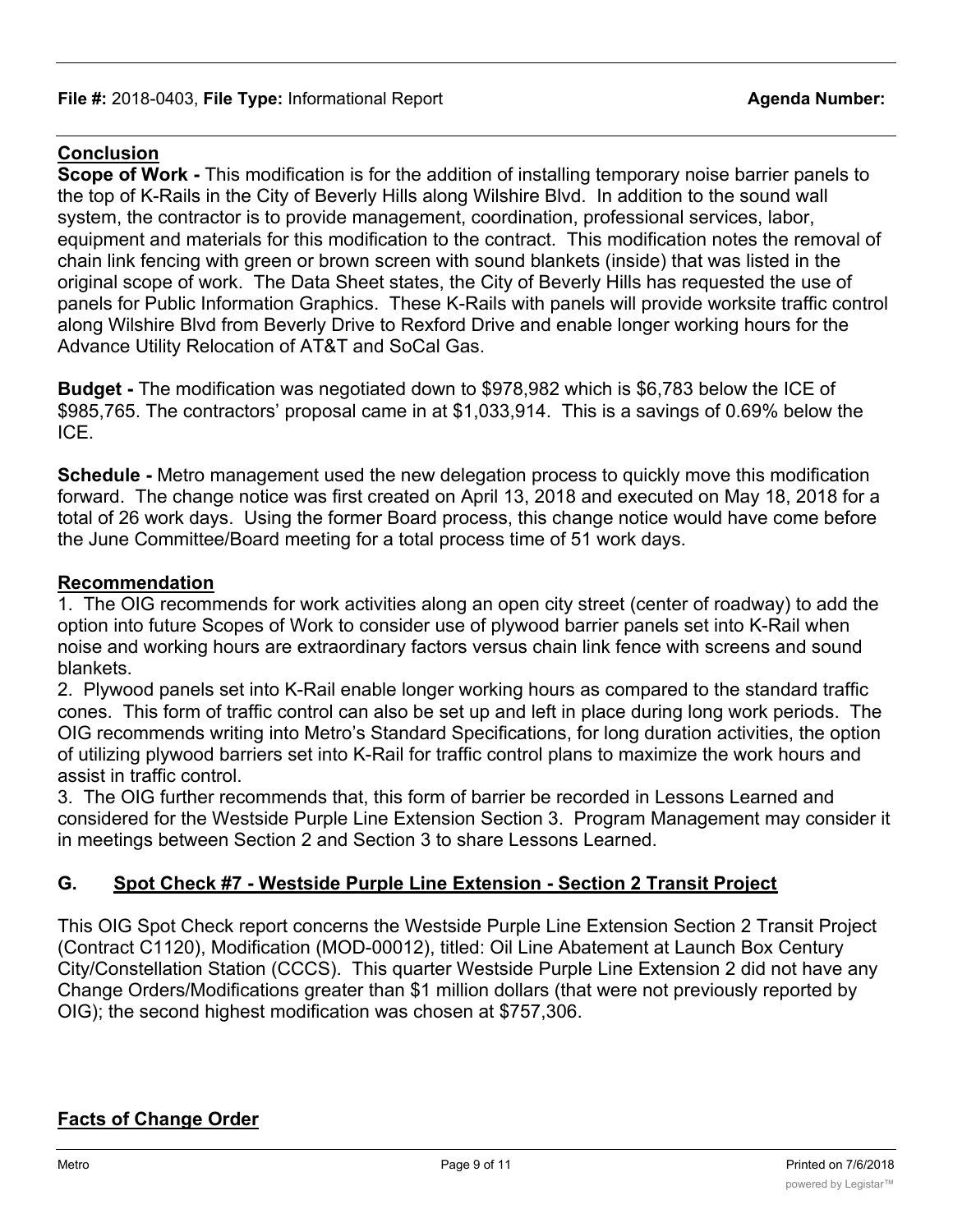## Conclusion

**Scope of Work -** This modification is for the addition of installing temporary noise barrier panels to the top of K-Rails in the City of Beverly Hills along Wilshire Blvd. In addition to the sound wall system, the contractor is to provide management, coordination, professional services, labor, equipment and materials for this modification to the contract. This modification notes the removal of chain link fencing with green or brown screen with sound blankets (inside) that was listed in the original scope of work. The Data Sheet states, the City of Beverly Hills has requested the use of panels for Public Information Graphics. These K-Rails with panels will provide worksite traffic control along Wilshire Blvd from Beverly Drive to Rexford Drive and enable longer working hours for the Advance Utility Relocation of AT&T and SoCal Gas.

**Budget -** The modification was negotiated down to $978,982 which is $6,783 below the ICE of $985,765. The contractors' proposal came in at $1,033,914. This is a savings of 0.69% below the ICE.

**Schedule -** Metro management used the new delegation process to quickly move this modification forward. The change notice was first created on April 13, 2018 and executed on May 18, 2018 for a total of 26 work days. Using the former Board process, this change notice would have come before the June Committee/Board meeting for a total process time of 51 work days.

## Recommendation

1. The OIG recommends for work activities along an open city street (center of roadway) to add the option into future Scopes of Work to consider use of plywood barrier panels set into K-Rail when noise and working hours are extraordinary factors versus chain link fence with screens and sound blankets.
2. Plywood panels set into K-Rail enable longer working hours as compared to the standard traffic cones. This form of traffic control can also be set up and left in place during long work periods. The OIG recommends writing into Metro's Standard Specifications, for long duration activities, the option of utilizing plywood barriers set into K-Rail for traffic control plans to maximize the work hours and assist in traffic control.
3. The OIG further recommends that, this form of barrier be recorded in Lessons Learned and considered for the Westside Purple Line Extension Section 3. Program Management may consider it in meetings between Section 2 and Section 3 to share Lessons Learned.

## G. Spot Check #7 - Westside Purple Line Extension - Section 2 Transit Project

This OIG Spot Check report concerns the Westside Purple Line Extension Section 2 Transit Project (Contract C1120), Modification (MOD-00012), titled: Oil Line Abatement at Launch Box Century City/Constellation Station (CCCS). This quarter Westside Purple Line Extension 2 did not have any Change Orders/Modifications greater than $1 million dollars (that were not previously reported by OIG); the second highest modification was chosen at $757,306.

## Facts of Change Order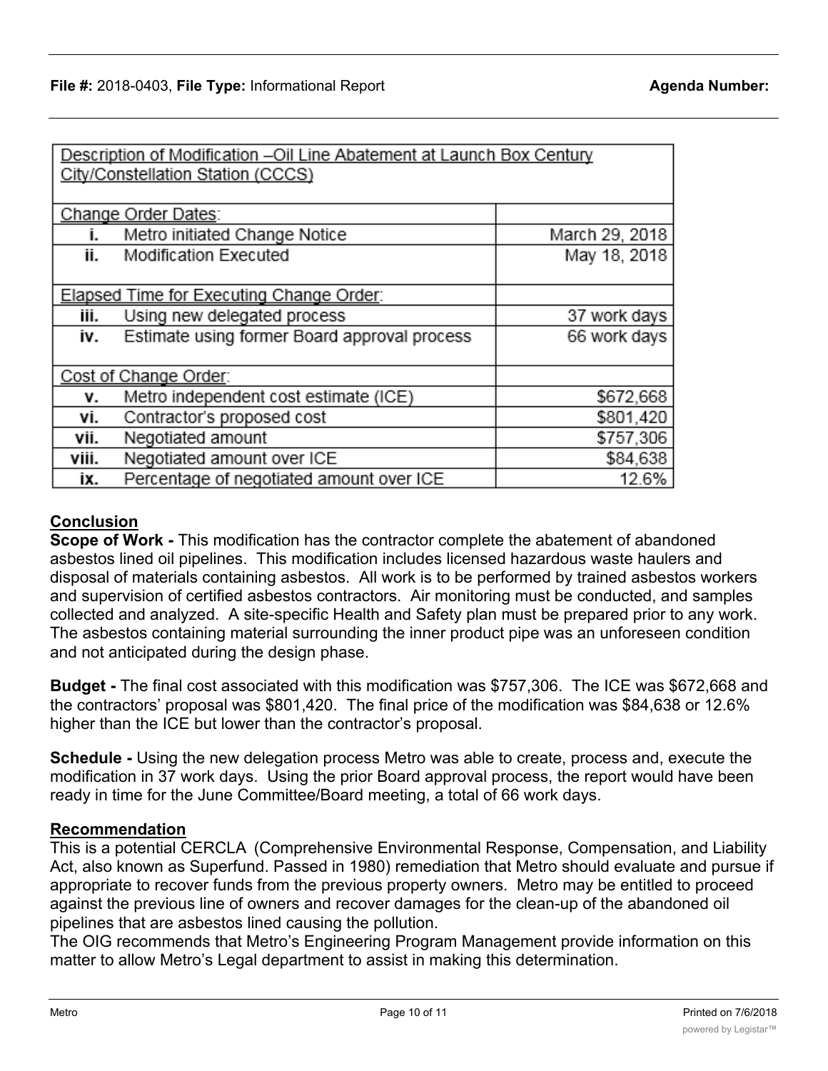| Description of Modification –Oil Line Abatement at Launch Box Century City/Constellation Station (CCCS) | |
|---|---|
| Change Order Dates: | |
| i. Metro initiated Change Notice | March 29, 2018 |
| ii. Modification Executed | May 18, 2018 |
| Elapsed Time for Executing Change Order: | |
| iii. Using new delegated process | 37 work days |
| iv. Estimate using former Board approval process | 66 work days |
| Cost of Change Order: | |
| v. Metro independent cost estimate (ICE) | $672,668 |
| vi. Contractor's proposed cost | $801,420 |
| vii. Negotiated amount | $757,306 |
| viii. Negotiated amount over ICE | $84,638 |
| ix. Percentage of negotiated amount over ICE | 12.6% |

## Conclusion

**Scope of Work -** This modification has the contractor complete the abatement of abandoned asbestos lined oil pipelines. This modification includes licensed hazardous waste haulers and disposal of materials containing asbestos. All work is to be performed by trained asbestos workers and supervision of certified asbestos contractors. Air monitoring must be conducted, and samples collected and analyzed. A site-specific Health and Safety plan must be prepared prior to any work. The asbestos containing material surrounding the inner product pipe was an unforeseen condition and not anticipated during the design phase.

**Budget -** The final cost associated with this modification was $757,306. The ICE was $672,668 and the contractors' proposal was $801,420. The final price of the modification was $84,638 or 12.6% higher than the ICE but lower than the contractor's proposal.

**Schedule -** Using the new delegation process Metro was able to create, process and, execute the modification in 37 work days. Using the prior Board approval process, the report would have been ready in time for the June Committee/Board meeting, a total of 66 work days.

## Recommendation

This is a potential CERCLA (Comprehensive Environmental Response, Compensation, and Liability Act, also known as Superfund. Passed in 1980) remediation that Metro should evaluate and pursue if appropriate to recover funds from the previous property owners. Metro may be entitled to proceed against the previous line of owners and recover damages for the clean-up of the abandoned oil pipelines that are asbestos lined causing the pollution.

The OIG recommends that Metro's Engineering Program Management provide information on this matter to allow Metro's Legal department to assist in making this determination.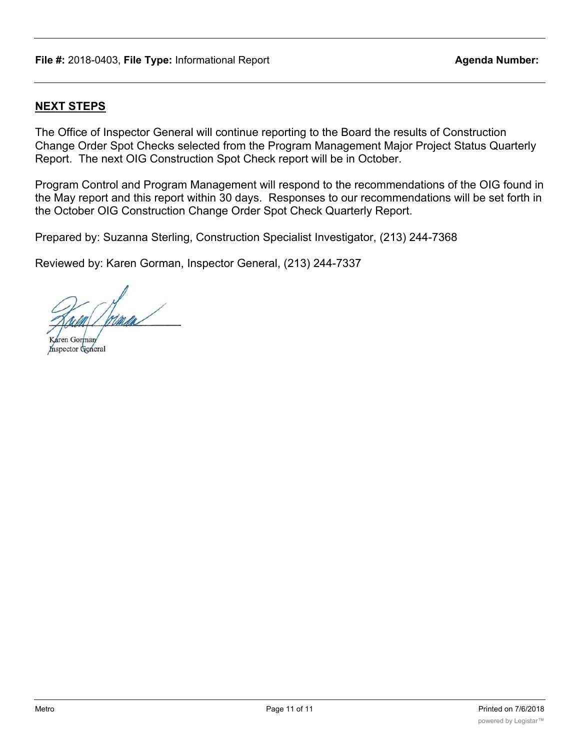## NEXT STEPS

The Office of Inspector General will continue reporting to the Board the results of Construction Change Order Spot Checks selected from the Program Management Major Project Status Quarterly Report. The next OIG Construction Spot Check report will be in October.

Program Control and Program Management will respond to the recommendations of the OIG found in the May report and this report within 30 days. Responses to our recommendations will be set forth in the October OIG Construction Change Order Spot Check Quarterly Report.

Prepared by: Suzanna Sterling, Construction Specialist Investigator, (213) 244-7368

Reviewed by: Karen Gorman, Inspector General, (213) 244-7337

Karen Gorman
Inspector General